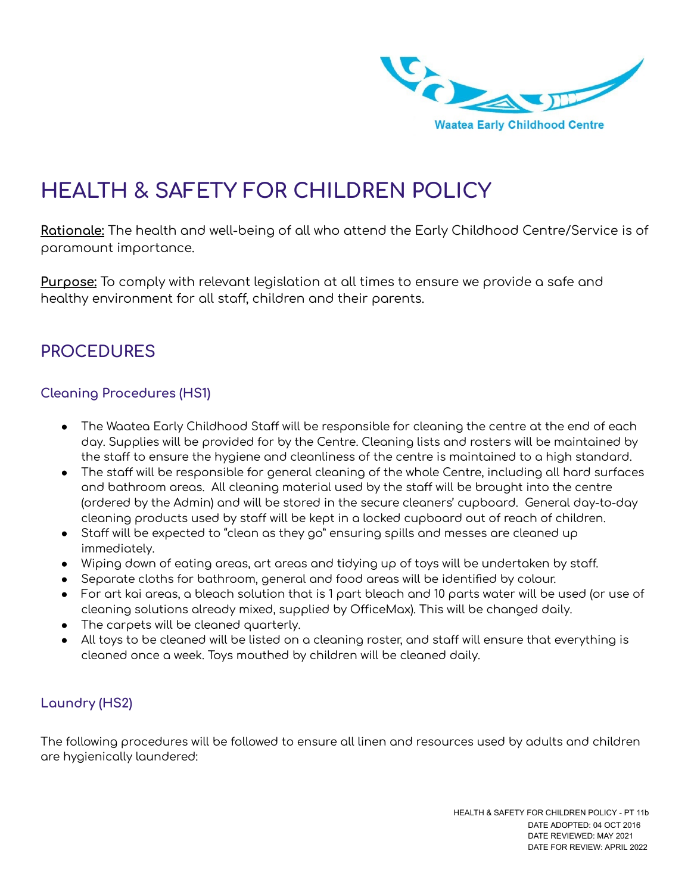Waatea Early Childhood Centre

# HEALTH & SAFETY FOR CHILDREN POLICY

**Rationale:** The health and well-being of all who attend the Early Childhood Centre/Service is of paramount importance.

**Purpose:** To comply with relevant legislation at all times to ensure we provide a safe and healthy environment for all staff, children and their parents.

## PROCEDURES

### Cleaning Procedures (HS1)

- The Waatea Early Childhood Staff will be responsible for cleaning the centre at the end of each day. Supplies will be provided for by the Centre. Cleaning lists and rosters will be maintained by the staff to ensure the hygiene and cleanliness of the centre is maintained to a high standard.
- The staff will be responsible for general cleaning of the whole Centre, including all hard surfaces and bathroom areas. All cleaning material used by the staff will be brought into the centre (ordered by the Admin) and will be stored in the secure cleaners' cupboard. General day-to-day cleaning products used by staff will be kept in a locked cupboard out of reach of children.
- Staff will be expected to "clean as they go" ensuring spills and messes are cleaned up immediately.
- Wiping down of eating areas, art areas and tidying up of toys will be undertaken by staff.
- Separate cloths for bathroom, general and food areas will be identified by colour.
- For art kai areas, a bleach solution that is 1 part bleach and 10 parts water will be used (or use of cleaning solutions already mixed, supplied by OfficeMax). This will be changed daily.
- The carpets will be cleaned quarterly.
- All toys to be cleaned will be listed on a cleaning roster, and staff will ensure that everything is cleaned once a week. Toys mouthed by children will be cleaned daily.

### Laundry (HS2)

The following procedures will be followed to ensure all linen and resources used by adults and children are hygienically laundered:

HEALTH & SAFETY FOR CHILDREN POLICY - PT 11b
DATE ADOPTED: 04 OCT 2016
DATE REVIEWED: MAY 2021
DATE FOR REVIEW: APRIL 2022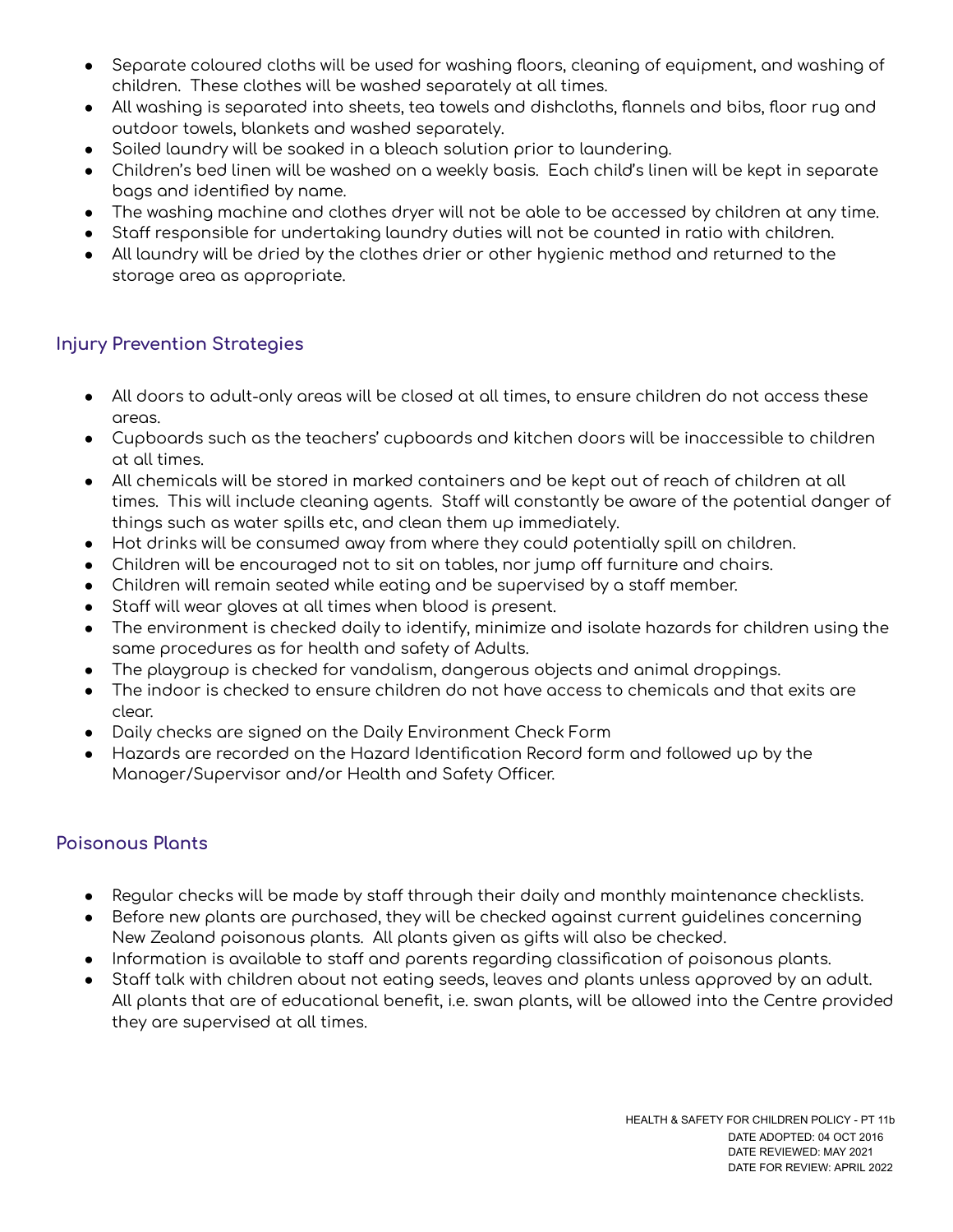- Separate coloured cloths will be used for washing floors, cleaning of equipment, and washing of children. These clothes will be washed separately at all times.
- All washing is separated into sheets, tea towels and dishcloths, flannels and bibs, floor rug and outdoor towels, blankets and washed separately.
- Soiled laundry will be soaked in a bleach solution prior to laundering.
- Children's bed linen will be washed on a weekly basis. Each child's linen will be kept in separate bags and identified by name.
- The washing machine and clothes dryer will not be able to be accessed by children at any time.
- Staff responsible for undertaking laundry duties will not be counted in ratio with children.
- All laundry will be dried by the clothes drier or other hygienic method and returned to the storage area as appropriate.

## Injury Prevention Strategies

- All doors to adult-only areas will be closed at all times, to ensure children do not access these areas.
- Cupboards such as the teachers' cupboards and kitchen doors will be inaccessible to children at all times.
- All chemicals will be stored in marked containers and be kept out of reach of children at all times. This will include cleaning agents. Staff will constantly be aware of the potential danger of things such as water spills etc, and clean them up immediately.
- Hot drinks will be consumed away from where they could potentially spill on children.
- Children will be encouraged not to sit on tables, nor jump off furniture and chairs.
- Children will remain seated while eating and be supervised by a staff member.
- Staff will wear gloves at all times when blood is present.
- The environment is checked daily to identify, minimize and isolate hazards for children using the same procedures as for health and safety of Adults.
- The playgroup is checked for vandalism, dangerous objects and animal droppings.
- The indoor is checked to ensure children do not have access to chemicals and that exits are clear.
- Daily checks are signed on the Daily Environment Check Form
- Hazards are recorded on the Hazard Identification Record form and followed up by the Manager/Supervisor and/or Health and Safety Officer.

## Poisonous Plants

- Regular checks will be made by staff through their daily and monthly maintenance checklists.
- Before new plants are purchased, they will be checked against current guidelines concerning New Zealand poisonous plants. All plants given as gifts will also be checked.
- Information is available to staff and parents regarding classification of poisonous plants.
- Staff talk with children about not eating seeds, leaves and plants unless approved by an adult. All plants that are of educational benefit, i.e. swan plants, will be allowed into the Centre provided they are supervised at all times.

HEALTH & SAFETY FOR CHILDREN POLICY - PT 11b
DATE ADOPTED: 04 OCT 2016
DATE REVIEWED: MAY 2021
DATE FOR REVIEW: APRIL 2022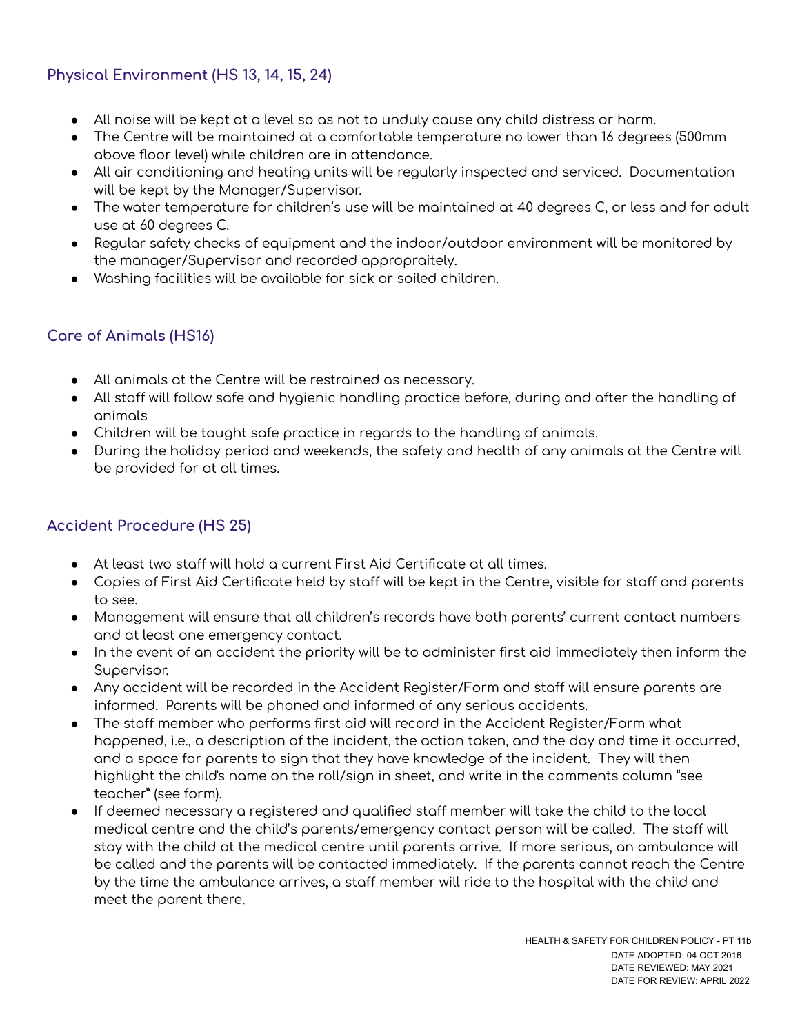## Physical Environment (HS 13, 14, 15, 24)

- All noise will be kept at a level so as not to unduly cause any child distress or harm.
- The Centre will be maintained at a comfortable temperature no lower than 16 degrees (500mm above floor level) while children are in attendance.
- All air conditioning and heating units will be regularly inspected and serviced. Documentation will be kept by the Manager/Supervisor.
- The water temperature for children's use will be maintained at 40 degrees C, or less and for adult use at 60 degrees C.
- Regular safety checks of equipment and the indoor/outdoor environment will be monitored by the manager/Supervisor and recorded appropraitely.
- Washing facilities will be available for sick or soiled children.

## Care of Animals (HS16)

- All animals at the Centre will be restrained as necessary.
- All staff will follow safe and hygienic handling practice before, during and after the handling of animals
- Children will be taught safe practice in regards to the handling of animals.
- During the holiday period and weekends, the safety and health of any animals at the Centre will be provided for at all times.

## Accident Procedure (HS 25)

- At least two staff will hold a current First Aid Certificate at all times.
- Copies of First Aid Certificate held by staff will be kept in the Centre, visible for staff and parents to see.
- Management will ensure that all children's records have both parents' current contact numbers and at least one emergency contact.
- In the event of an accident the priority will be to administer first aid immediately then inform the Supervisor.
- Any accident will be recorded in the Accident Register/Form and staff will ensure parents are informed. Parents will be phoned and informed of any serious accidents.
- The staff member who performs first aid will record in the Accident Register/Form what happened, i.e., a description of the incident, the action taken, and the day and time it occurred, and a space for parents to sign that they have knowledge of the incident. They will then highlight the child's name on the roll/sign in sheet, and write in the comments column "see teacher" (see form).
- If deemed necessary a registered and qualified staff member will take the child to the local medical centre and the child's parents/emergency contact person will be called. The staff will stay with the child at the medical centre until parents arrive. If more serious, an ambulance will be called and the parents will be contacted immediately. If the parents cannot reach the Centre by the time the ambulance arrives, a staff member will ride to the hospital with the child and meet the parent there.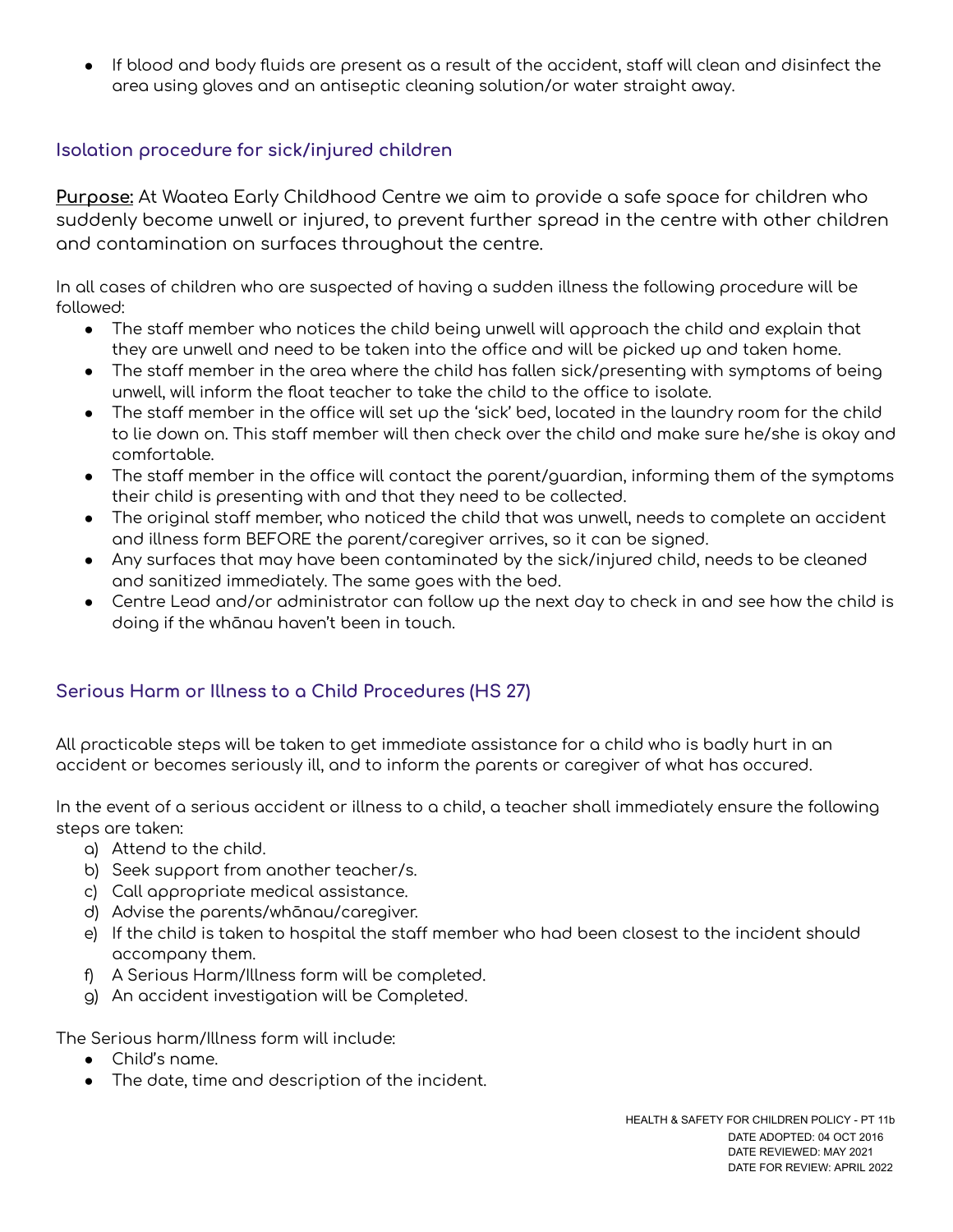- If blood and body fluids are present as a result of the accident, staff will clean and disinfect the area using gloves and an antiseptic cleaning solution/or water straight away.

### Isolation procedure for sick/injured children

**Purpose:** At Waatea Early Childhood Centre we aim to provide a safe space for children who suddenly become unwell or injured, to prevent further spread in the centre with other children and contamination on surfaces throughout the centre.

In all cases of children who are suspected of having a sudden illness the following procedure will be followed:

- The staff member who notices the child being unwell will approach the child and explain that they are unwell and need to be taken into the office and will be picked up and taken home.
- The staff member in the area where the child has fallen sick/presenting with symptoms of being unwell, will inform the float teacher to take the child to the office to isolate.
- The staff member in the office will set up the 'sick' bed, located in the laundry room for the child to lie down on. This staff member will then check over the child and make sure he/she is okay and comfortable.
- The staff member in the office will contact the parent/guardian, informing them of the symptoms their child is presenting with and that they need to be collected.
- The original staff member, who noticed the child that was unwell, needs to complete an accident and illness form BEFORE the parent/caregiver arrives, so it can be signed.
- Any surfaces that may have been contaminated by the sick/injured child, needs to be cleaned and sanitized immediately. The same goes with the bed.
- Centre Lead and/or administrator can follow up the next day to check in and see how the child is doing if the whānau haven't been in touch.

### Serious Harm or Illness to a Child Procedures (HS 27)

All practicable steps will be taken to get immediate assistance for a child who is badly hurt in an accident or becomes seriously ill, and to inform the parents or caregiver of what has occured.

In the event of a serious accident or illness to a child, a teacher shall immediately ensure the following steps are taken:

a) Attend to the child.
b) Seek support from another teacher/s.
c) Call appropriate medical assistance.
d) Advise the parents/whānau/caregiver.
e) If the child is taken to hospital the staff member who had been closest to the incident should accompany them.
f) A Serious Harm/Illness form will be completed.
g) An accident investigation will be Completed.

The Serious harm/Illness form will include:

- Child's name.
- The date, time and description of the incident.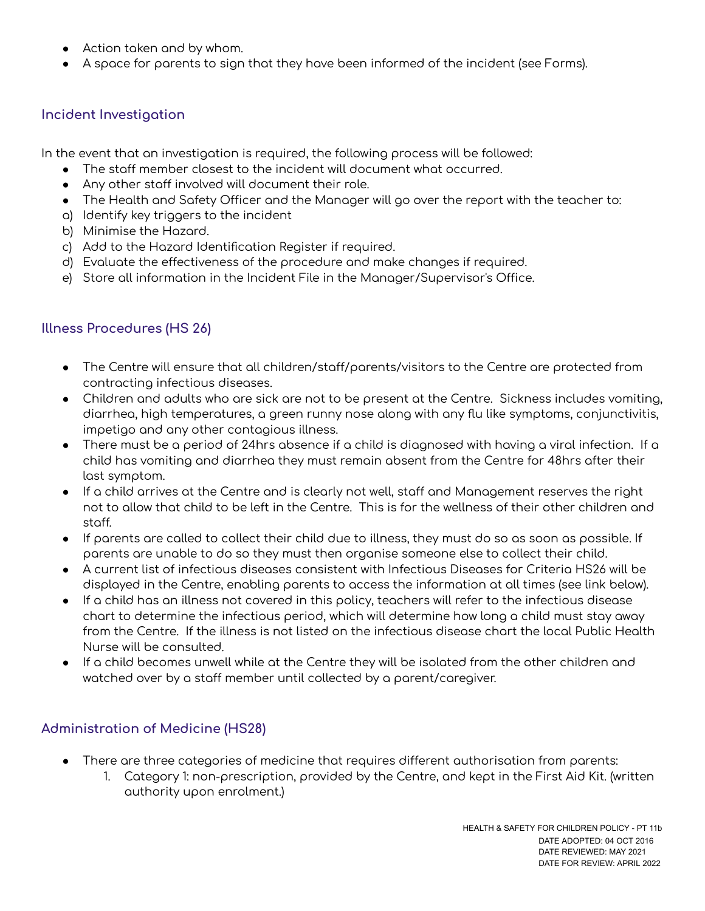- Action taken and by whom.
- A space for parents to sign that they have been informed of the incident (see Forms).

## Incident Investigation

In the event that an investigation is required, the following process will be followed:

- The staff member closest to the incident will document what occurred.
- Any other staff involved will document their role.
- The Health and Safety Officer and the Manager will go over the report with the teacher to:

a) Identify key triggers to the incident
b) Minimise the Hazard.
c) Add to the Hazard Identification Register if required.
d) Evaluate the effectiveness of the procedure and make changes if required.
e) Store all information in the Incident File in the Manager/Supervisor's Office.

## Illness Procedures (HS 26)

- The Centre will ensure that all children/staff/parents/visitors to the Centre are protected from contracting infectious diseases.
- Children and adults who are sick are not to be present at the Centre. Sickness includes vomiting, diarrhea, high temperatures, a green runny nose along with any flu like symptoms, conjunctivitis, impetigo and any other contagious illness.
- There must be a period of 24hrs absence if a child is diagnosed with having a viral infection. If a child has vomiting and diarrhea they must remain absent from the Centre for 48hrs after their last symptom.
- If a child arrives at the Centre and is clearly not well, staff and Management reserves the right not to allow that child to be left in the Centre. This is for the wellness of their other children and staff.
- If parents are called to collect their child due to illness, they must do so as soon as possible. If parents are unable to do so they must then organise someone else to collect their child.
- A current list of infectious diseases consistent with Infectious Diseases for Criteria HS26 will be displayed in the Centre, enabling parents to access the information at all times (see link below).
- If a child has an illness not covered in this policy, teachers will refer to the infectious disease chart to determine the infectious period, which will determine how long a child must stay away from the Centre. If the illness is not listed on the infectious disease chart the local Public Health Nurse will be consulted.
- If a child becomes unwell while at the Centre they will be isolated from the other children and watched over by a staff member until collected by a parent/caregiver.

## Administration of Medicine (HS28)

- There are three categories of medicine that requires different authorisation from parents:
  1. Category 1: non-prescription, provided by the Centre, and kept in the First Aid Kit. (written authority upon enrolment.)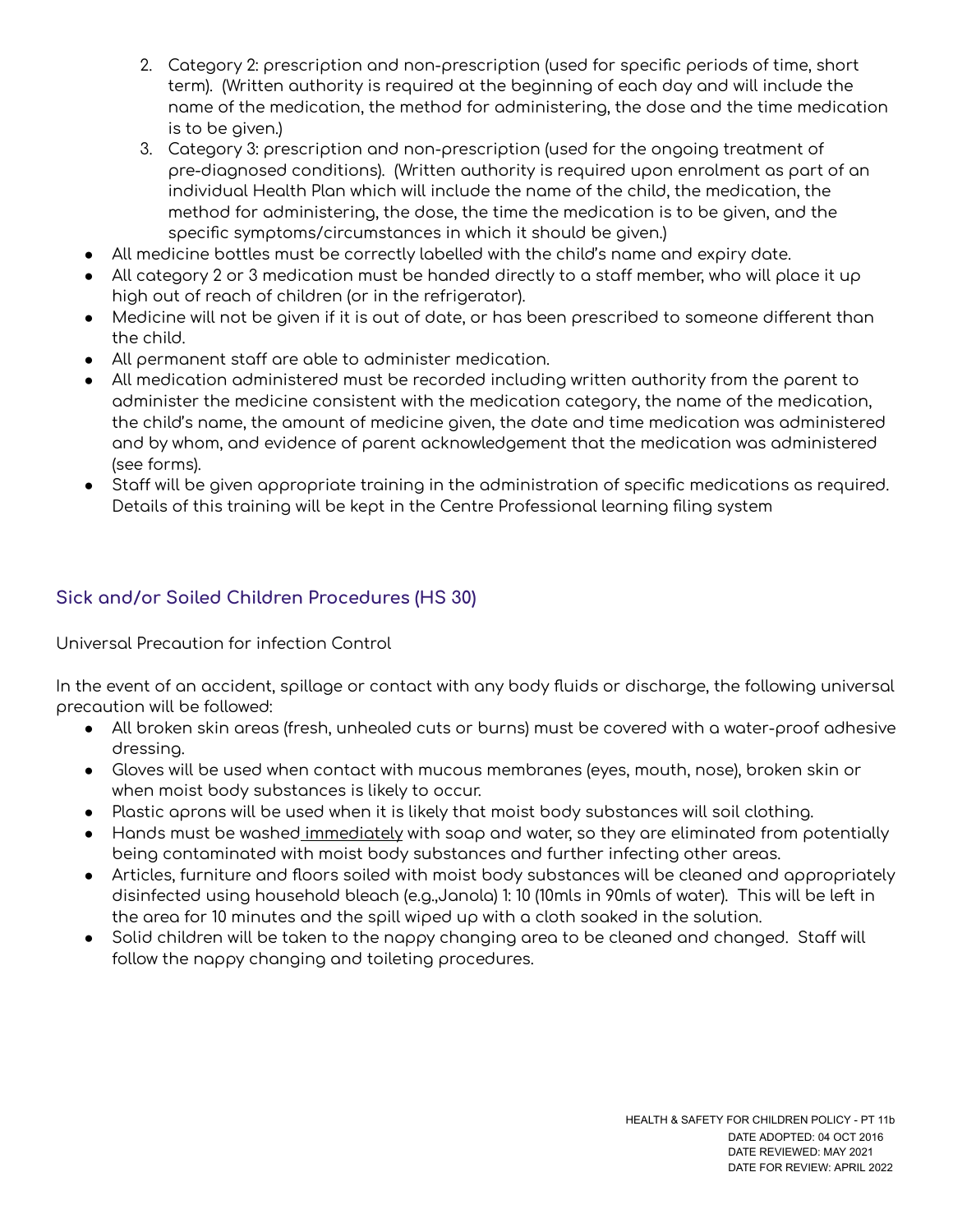2. Category 2: prescription and non-prescription (used for specific periods of time, short term). (Written authority is required at the beginning of each day and will include the name of the medication, the method for administering, the dose and the time medication is to be given.)
3. Category 3: prescription and non-prescription (used for the ongoing treatment of pre-diagnosed conditions). (Written authority is required upon enrolment as part of an individual Health Plan which will include the name of the child, the medication, the method for administering, the dose, the time the medication is to be given, and the specific symptoms/circumstances in which it should be given.)

- All medicine bottles must be correctly labelled with the child's name and expiry date.
- All category 2 or 3 medication must be handed directly to a staff member, who will place it up high out of reach of children (or in the refrigerator).
- Medicine will not be given if it is out of date, or has been prescribed to someone different than the child.
- All permanent staff are able to administer medication.
- All medication administered must be recorded including written authority from the parent to administer the medicine consistent with the medication category, the name of the medication, the child's name, the amount of medicine given, the date and time medication was administered and by whom, and evidence of parent acknowledgement that the medication was administered (see forms).
- Staff will be given appropriate training in the administration of specific medications as required. Details of this training will be kept in the Centre Professional learning filing system

## Sick and/or Soiled Children Procedures (HS 30)

Universal Precaution for infection Control

In the event of an accident, spillage or contact with any body fluids or discharge, the following universal precaution will be followed:

- All broken skin areas (fresh, unhealed cuts or burns) must be covered with a water-proof adhesive dressing.
- Gloves will be used when contact with mucous membranes (eyes, mouth, nose), broken skin or when moist body substances is likely to occur.
- Plastic aprons will be used when it is likely that moist body substances will soil clothing.
- Hands must be washed immediately with soap and water, so they are eliminated from potentially being contaminated with moist body substances and further infecting other areas.
- Articles, furniture and floors soiled with moist body substances will be cleaned and appropriately disinfected using household bleach (e.g.,Janola) 1: 10 (10mls in 90mls of water). This will be left in the area for 10 minutes and the spill wiped up with a cloth soaked in the solution.
- Solid children will be taken to the nappy changing area to be cleaned and changed. Staff will follow the nappy changing and toileting procedures.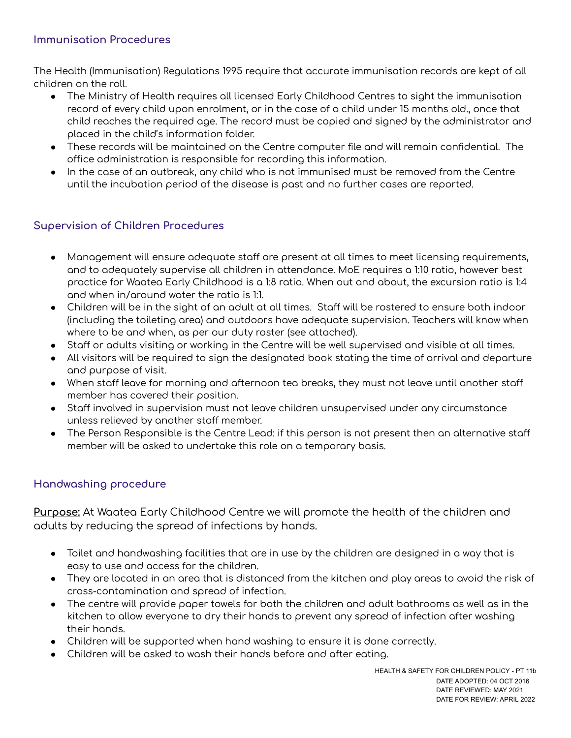## Immunisation Procedures

The Health (Immunisation) Regulations 1995 require that accurate immunisation records are kept of all children on the roll.

- The Ministry of Health requires all licensed Early Childhood Centres to sight the immunisation record of every child upon enrolment, or in the case of a child under 15 months old., once that child reaches the required age. The record must be copied and signed by the administrator and placed in the child's information folder.
- These records will be maintained on the Centre computer file and will remain confidential. The office administration is responsible for recording this information.
- In the case of an outbreak, any child who is not immunised must be removed from the Centre until the incubation period of the disease is past and no further cases are reported.

## Supervision of Children Procedures

- Management will ensure adequate staff are present at all times to meet licensing requirements, and to adequately supervise all children in attendance. MoE requires a 1:10 ratio, however best practice for Waatea Early Childhood is a 1:8 ratio. When out and about, the excursion ratio is 1:4 and when in/around water the ratio is 1:1.
- Children will be in the sight of an adult at all times. Staff will be rostered to ensure both indoor (including the toileting area) and outdoors have adequate supervision. Teachers will know when where to be and when, as per our duty roster (see attached).
- Staff or adults visiting or working in the Centre will be well supervised and visible at all times.
- All visitors will be required to sign the designated book stating the time of arrival and departure and purpose of visit.
- When staff leave for morning and afternoon tea breaks, they must not leave until another staff member has covered their position.
- Staff involved in supervision must not leave children unsupervised under any circumstance unless relieved by another staff member.
- The Person Responsible is the Centre Lead: if this person is not present then an alternative staff member will be asked to undertake this role on a temporary basis.

## Handwashing procedure

**Purpose:** At Waatea Early Childhood Centre we will promote the health of the children and adults by reducing the spread of infections by hands.

- Toilet and handwashing facilities that are in use by the children are designed in a way that is easy to use and access for the children.
- They are located in an area that is distanced from the kitchen and play areas to avoid the risk of cross-contamination and spread of infection.
- The centre will provide paper towels for both the children and adult bathrooms as well as in the kitchen to allow everyone to dry their hands to prevent any spread of infection after washing their hands.
- Children will be supported when hand washing to ensure it is done correctly.
- Children will be asked to wash their hands before and after eating.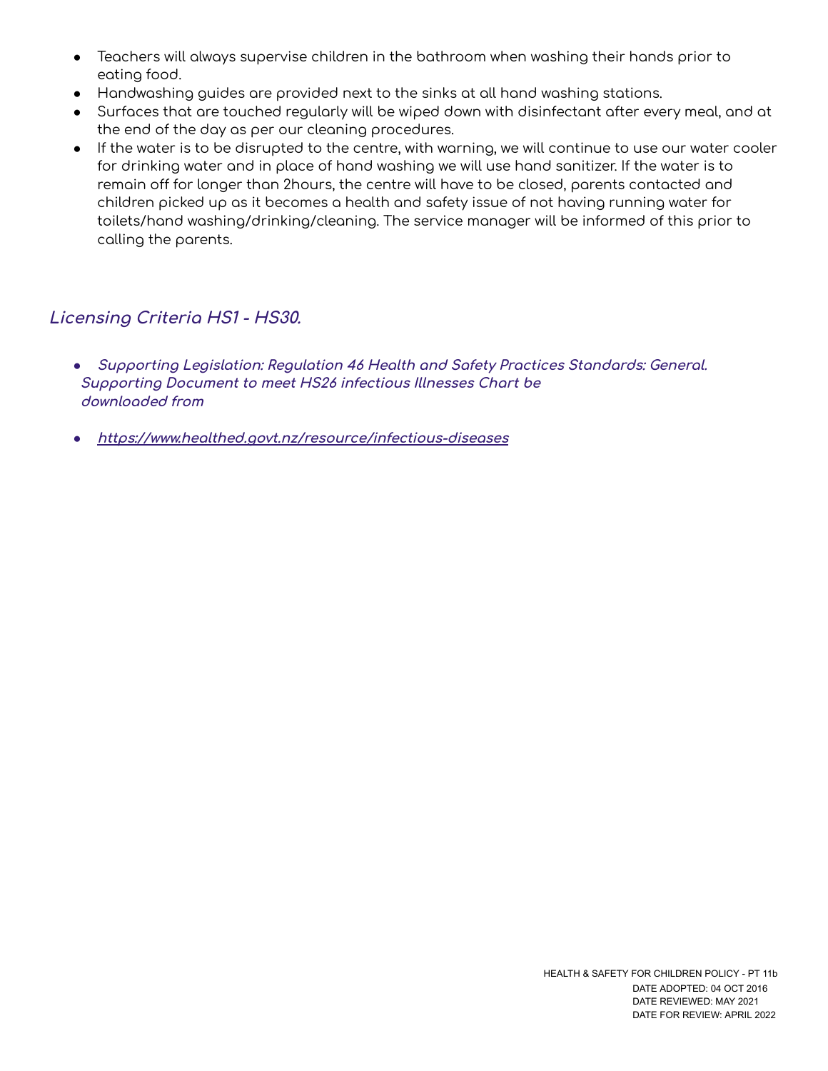- Teachers will always supervise children in the bathroom when washing their hands prior to eating food.
- Handwashing guides are provided next to the sinks at all hand washing stations.
- Surfaces that are touched regularly will be wiped down with disinfectant after every meal, and at the end of the day as per our cleaning procedures.
- If the water is to be disrupted to the centre, with warning, we will continue to use our water cooler for drinking water and in place of hand washing we will use hand sanitizer. If the water is to remain off for longer than 2hours, the centre will have to be closed, parents contacted and children picked up as it becomes a health and safety issue of not having running water for toilets/hand washing/drinking/cleaning. The service manager will be informed of this prior to calling the parents.

## *Licensing Criteria HS1 - HS30.*

- ***Supporting Legislation: Regulation 46 Health and Safety Practices Standards: General. Supporting Document to meet HS26 infectious Illnesses Chart be downloaded from***

- ***https://www.healthed.govt.nz/resource/infectious-diseases***

HEALTH & SAFETY FOR CHILDREN POLICY - PT 11b
DATE ADOPTED: 04 OCT 2016
DATE REVIEWED: MAY 2021
DATE FOR REVIEW: APRIL 2022